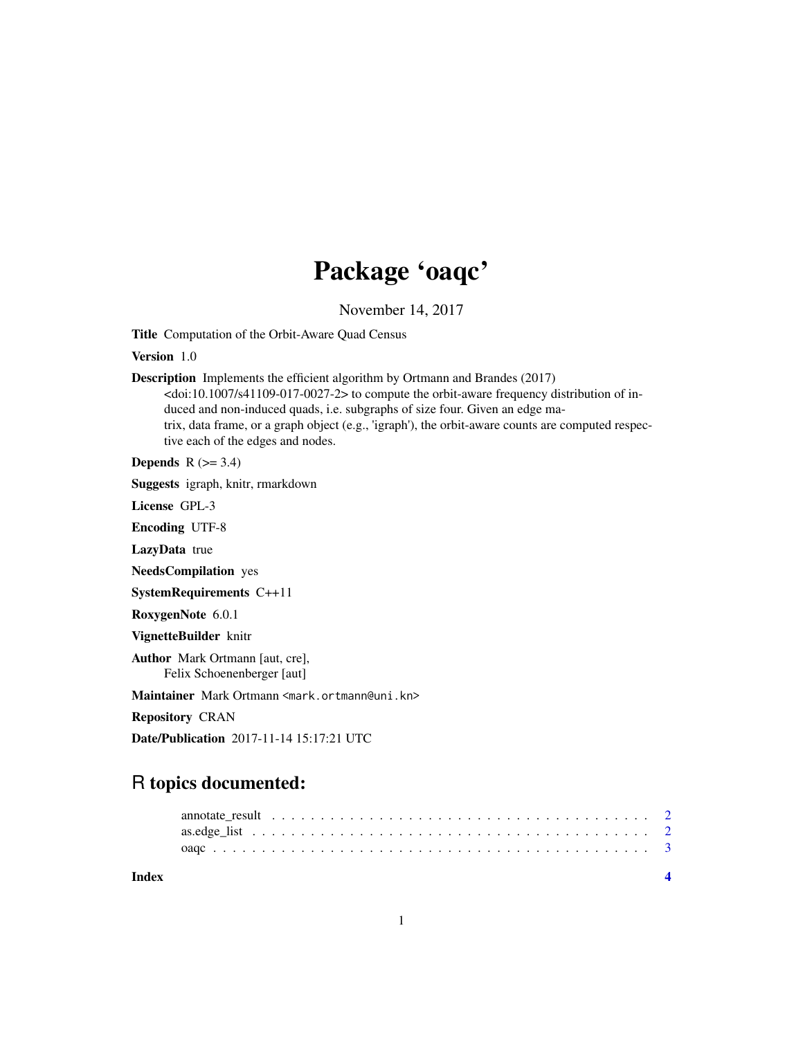# Package 'oaqc'

November 14, 2017

**Title** Computation of the Orbit-Aware Quad Census

**Version** 1.0

**Description** Implements the efficient algorithm by Ortmann and Brandes (2017) <doi:10.1007/s41109-017-0027-2> to compute the orbit-aware frequency distribution of induced and non-induced quads, i.e. subgraphs of size four. Given an edge matrix, data frame, or a graph object (e.g., 'igraph'), the orbit-aware counts are computed respective each of the edges and nodes.

**Depends** R (>= 3.4)

**Suggests** igraph, knitr, rmarkdown

**License** GPL-3

**Encoding** UTF-8

**LazyData** true

**NeedsCompilation** yes

**SystemRequirements** C++11

**RoxygenNote** 6.0.1

**VignetteBuilder** knitr

**Author** Mark Ortmann [aut, cre],
Felix Schoenenberger [aut]

**Maintainer** Mark Ortmann <mark.ortmann@uni.kn>

**Repository** CRAN

**Date/Publication** 2017-11-14 15:17:21 UTC

## R topics documented:

| | |
|---|---|
| annotate_result | 2 |
| as.edge_list | 2 |
| oaqc | 3 |
| **Index** | **4** |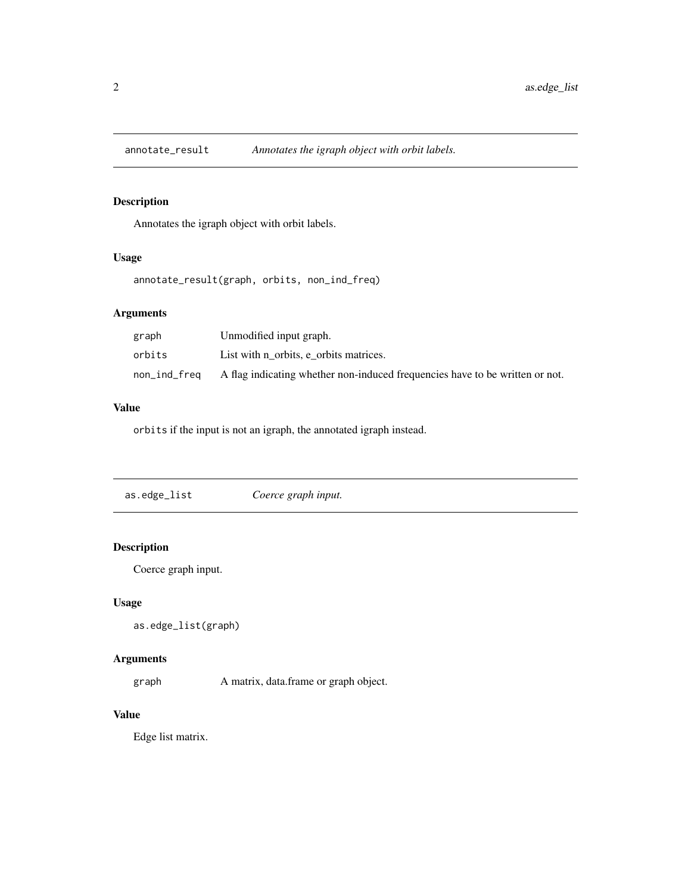## annotate_result *Annotates the igraph object with orbit labels.*

### Description

Annotates the igraph object with orbit labels.

### Usage

```
annotate_result(graph, orbits, non_ind_freq)
```

### Arguments

| | |
|---|---|
| graph | Unmodified input graph. |
| orbits | List with n_orbits, e_orbits matrices. |
| non_ind_freq | A flag indicating whether non-induced frequencies have to be written or not. |

### Value

`orbits` if the input is not an igraph, the annotated igraph instead.

## as.edge_list *Coerce graph input.*

### Description

Coerce graph input.

### Usage

```
as.edge_list(graph)
```

### Arguments

| | |
|---|---|
| graph | A matrix, data.frame or graph object. |

### Value

Edge list matrix.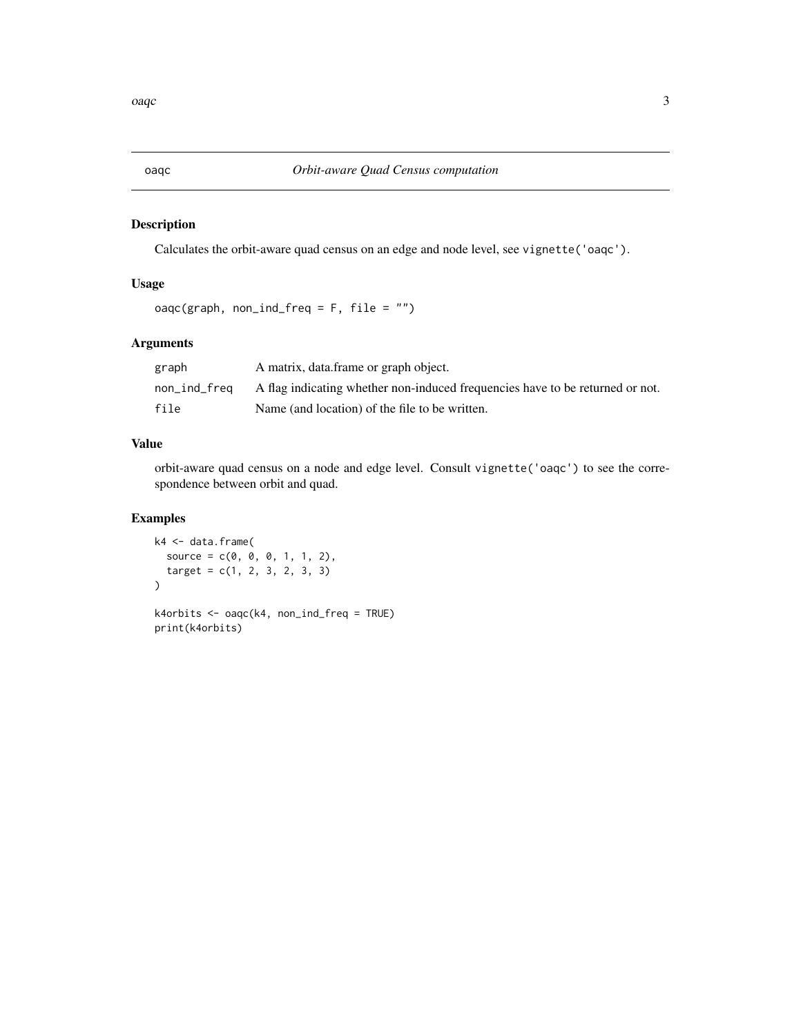## oaqc — *Orbit-aware Quad Census computation*

### Description

Calculates the orbit-aware quad census on an edge and node level, see `vignette('oaqc')`.

### Usage

```
oaqc(graph, non_ind_freq = F, file = "")
```

### Arguments

| | |
|---|---|
| `graph` | A matrix, data.frame or graph object. |
| `non_ind_freq` | A flag indicating whether non-induced frequencies have to be returned or not. |
| `file` | Name (and location) of the file to be written. |

### Value

orbit-aware quad census on a node and edge level. Consult `vignette('oaqc')` to see the correspondence between orbit and quad.

### Examples

```
k4 <- data.frame(
  source = c(0, 0, 0, 1, 1, 2),
  target = c(1, 2, 3, 2, 3, 3)
)

k4orbits <- oaqc(k4, non_ind_freq = TRUE)
print(k4orbits)
```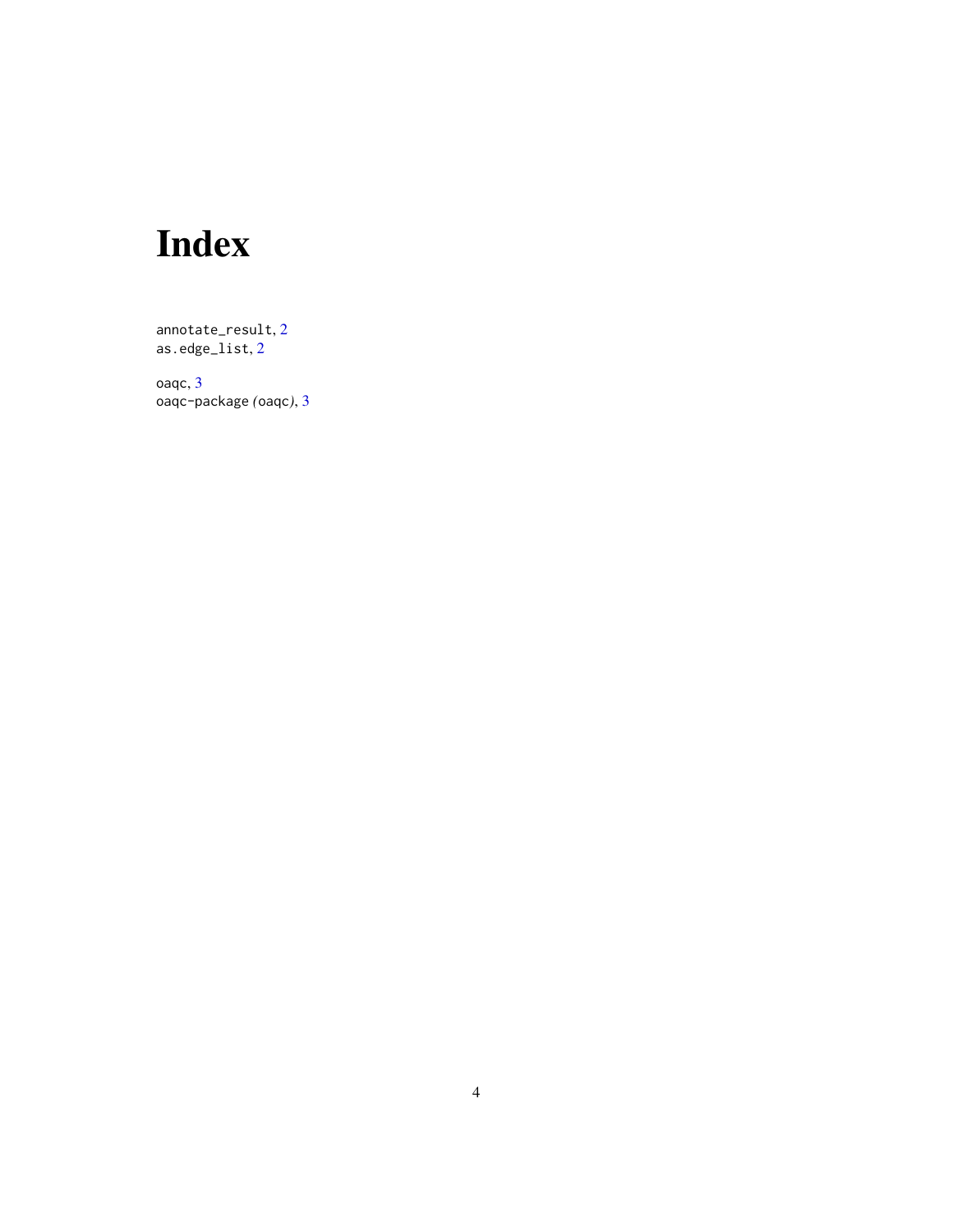# Index

annotate_result, 2
as.edge_list, 2

oaqc, 3
oaqc-package *(*oaqc*)*, 3